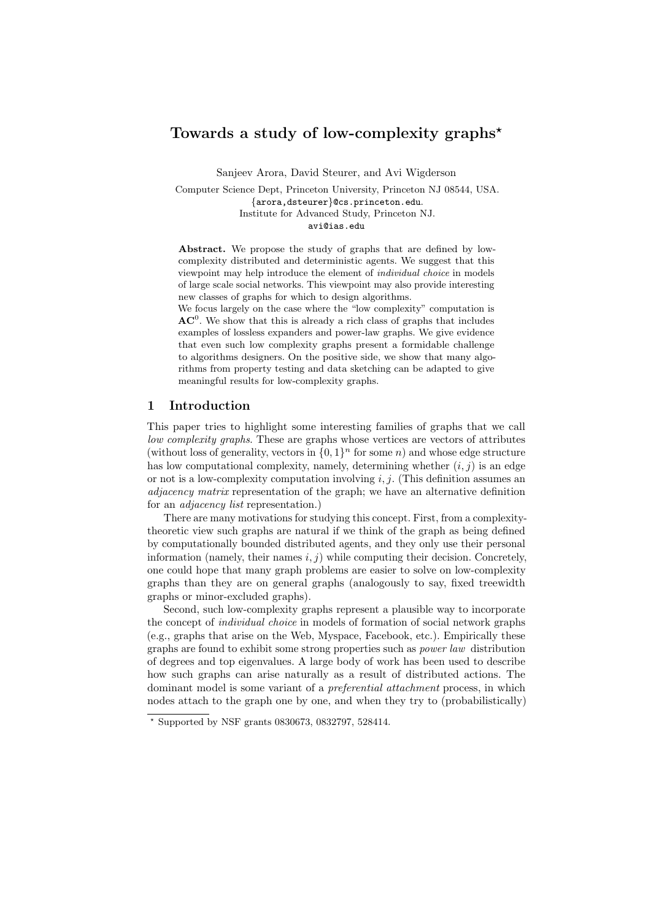# Towards a study of low-complexity graphs*

Sanjeev Arora, David Steurer, and Avi Wigderson

Computer Science Dept, Princeton University, Princeton NJ 08544, USA.
{arora,dsteurer}@cs.princeton.edu.
Institute for Advanced Study, Princeton NJ.
avi@ias.edu

**Abstract.** We propose the study of graphs that are defined by low-complexity distributed and deterministic agents. We suggest that this viewpoint may help introduce the element of *individual choice* in models of large scale social networks. This viewpoint may also provide interesting new classes of graphs for which to design algorithms.
We focus largely on the case where the "low complexity" computation is $\mathbf{AC}^0$. We show that this is already a rich class of graphs that includes examples of lossless expanders and power-law graphs. We give evidence that even such low complexity graphs present a formidable challenge to algorithms designers. On the positive side, we show that many algorithms from property testing and data sketching can be adapted to give meaningful results for low-complexity graphs.

## 1 Introduction

This paper tries to highlight some interesting families of graphs that we call *low complexity graphs*. These are graphs whose vertices are vectors of attributes (without loss of generality, vectors in $\{0,1\}^n$ for some $n$) and whose edge structure has low computational complexity, namely, determining whether $(i,j)$ is an edge or not is a low-complexity computation involving $i,j$. (This definition assumes an *adjacency matrix* representation of the graph; we have an alternative definition for an *adjacency list* representation.)

There are many motivations for studying this concept. First, from a complexity-theoretic view such graphs are natural if we think of the graph as being defined by computationally bounded distributed agents, and they only use their personal information (namely, their names $i,j$) while computing their decision. Concretely, one could hope that many graph problems are easier to solve on low-complexity graphs than they are on general graphs (analogously to say, fixed treewidth graphs or minor-excluded graphs).

Second, such low-complexity graphs represent a plausible way to incorporate the concept of *individual choice* in models of formation of social network graphs (e.g., graphs that arise on the Web, Myspace, Facebook, etc.). Empirically these graphs are found to exhibit some strong properties such as *power law* distribution of degrees and top eigenvalues. A large body of work has been used to describe how such graphs can arise naturally as a result of distributed actions. The dominant model is some variant of a *preferential attachment* process, in which nodes attach to the graph one by one, and when they try to (probabilistically)

* Supported by NSF grants 0830673, 0832797, 528414.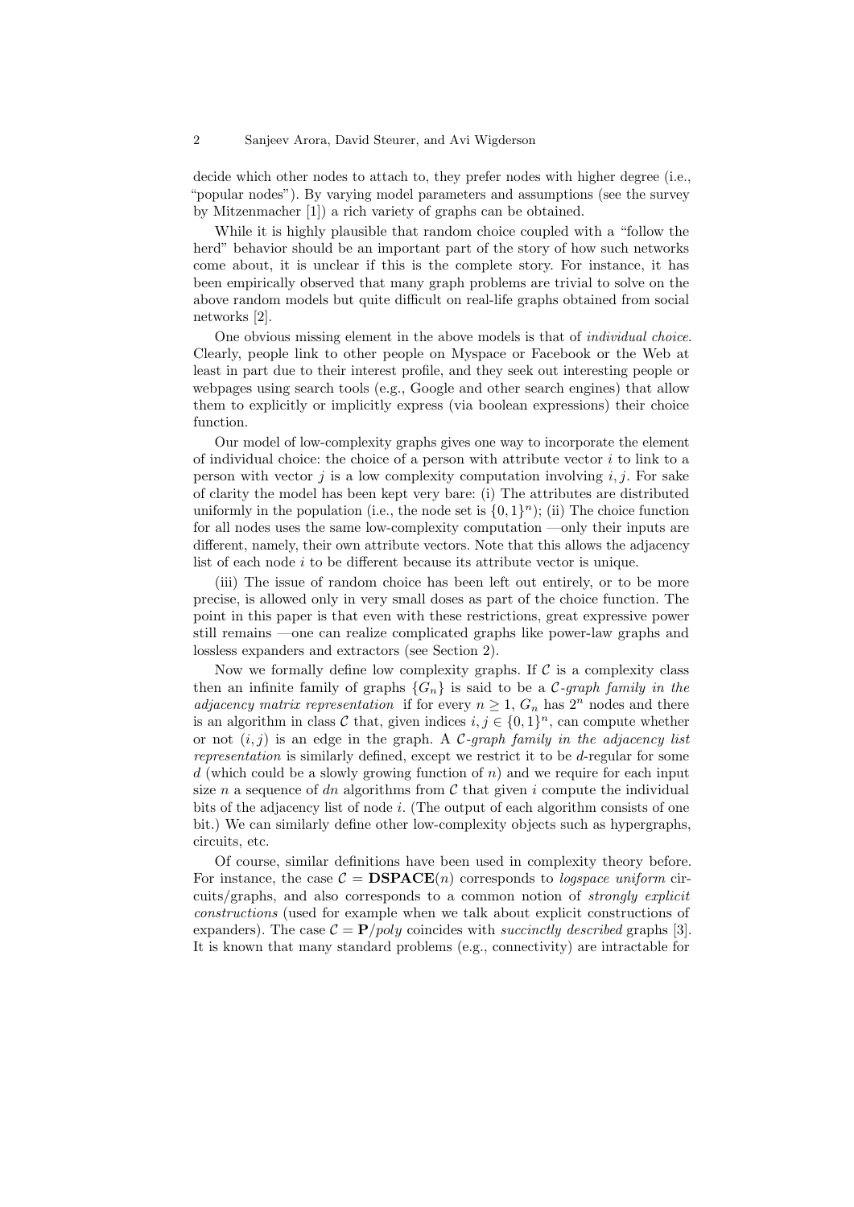decide which other nodes to attach to, they prefer nodes with higher degree (i.e., "popular nodes"). By varying model parameters and assumptions (see the survey by Mitzenmacher [1]) a rich variety of graphs can be obtained.

While it is highly plausible that random choice coupled with a "follow the herd" behavior should be an important part of the story of how such networks come about, it is unclear if this is the complete story. For instance, it has been empirically observed that many graph problems are trivial to solve on the above random models but quite difficult on real-life graphs obtained from social networks [2].

One obvious missing element in the above models is that of *individual choice*. Clearly, people link to other people on Myspace or Facebook or the Web at least in part due to their interest profile, and they seek out interesting people or webpages using search tools (e.g., Google and other search engines) that allow them to explicitly or implicitly express (via boolean expressions) their choice function.

Our model of low-complexity graphs gives one way to incorporate the element of individual choice: the choice of a person with attribute vector $i$ to link to a person with vector $j$ is a low complexity computation involving $i, j$. For sake of clarity the model has been kept very bare: (i) The attributes are distributed uniformly in the population (i.e., the node set is $\{0,1\}^n$); (ii) The choice function for all nodes uses the same low-complexity computation —only their inputs are different, namely, their own attribute vectors. Note that this allows the adjacency list of each node $i$ to be different because its attribute vector is unique.

(iii) The issue of random choice has been left out entirely, or to be more precise, is allowed only in very small doses as part of the choice function. The point in this paper is that even with these restrictions, great expressive power still remains —one can realize complicated graphs like power-law graphs and lossless expanders and extractors (see Section 2).

Now we formally define low complexity graphs. If $\mathcal{C}$ is a complexity class then an infinite family of graphs $\{G_n\}$ is said to be a *$\mathcal{C}$-graph family in the adjacency matrix representation* if for every $n \geq 1$, $G_n$ has $2^n$ nodes and there is an algorithm in class $\mathcal{C}$ that, given indices $i, j \in \{0,1\}^n$, can compute whether or not $(i, j)$ is an edge in the graph. A *$\mathcal{C}$-graph family in the adjacency list representation* is similarly defined, except we restrict it to be $d$-regular for some $d$ (which could be a slowly growing function of $n$) and we require for each input size $n$ a sequence of $dn$ algorithms from $\mathcal{C}$ that given $i$ compute the individual bits of the adjacency list of node $i$. (The output of each algorithm consists of one bit.) We can similarly define other low-complexity objects such as hypergraphs, circuits, etc.

Of course, similar definitions have been used in complexity theory before. For instance, the case $\mathcal{C} = \mathbf{DSPACE}(n)$ corresponds to *logspace uniform* circuits/graphs, and also corresponds to a common notion of *strongly explicit constructions* (used for example when we talk about explicit constructions of expanders). The case $\mathcal{C} = \mathbf{P}/poly$ coincides with *succinctly described* graphs [3]. It is known that many standard problems (e.g., connectivity) are intractable for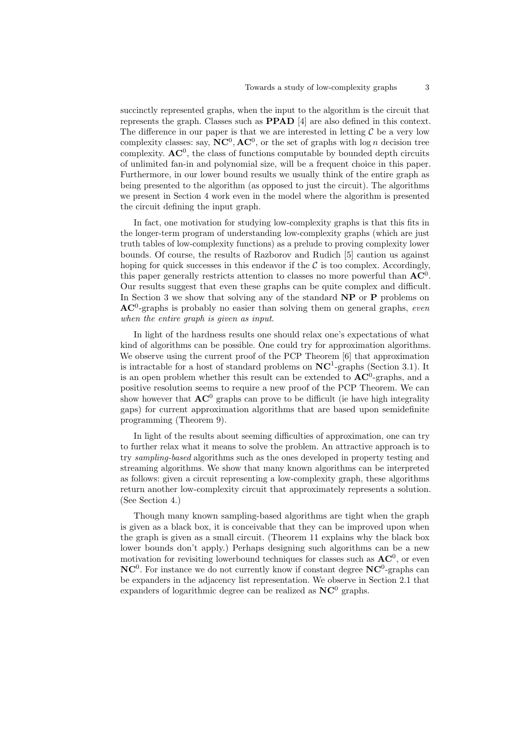succinctly represented graphs, when the input to the algorithm is the circuit that represents the graph. Classes such as **PPAD** [4] are also defined in this context. The difference in our paper is that we are interested in letting $\mathcal{C}$ be a very low complexity classes: say, $\mathbf{NC}^0, \mathbf{AC}^0$, or the set of graphs with $\log n$ decision tree complexity. $\mathbf{AC}^0$, the class of functions computable by bounded depth circuits of unlimited fan-in and polynomial size, will be a frequent choice in this paper. Furthermore, in our lower bound results we usually think of the entire graph as being presented to the algorithm (as opposed to just the circuit). The algorithms we present in Section 4 work even in the model where the algorithm is presented the circuit defining the input graph.

In fact, one motivation for studying low-complexity graphs is that this fits in the longer-term program of understanding low-complexity graphs (which are just truth tables of low-complexity functions) as a prelude to proving complexity lower bounds. Of course, the results of Razborov and Rudich [5] caution us against hoping for quick successes in this endeavor if the $\mathcal{C}$ is too complex. Accordingly, this paper generally restricts attention to classes no more powerful than $\mathbf{AC}^0$. Our results suggest that even these graphs can be quite complex and difficult. In Section 3 we show that solving any of the standard **NP** or **P** problems on $\mathbf{AC}^0$-graphs is probably no easier than solving them on general graphs, *even when the entire graph is given as input*.

In light of the hardness results one should relax one's expectations of what kind of algorithms can be possible. One could try for approximation algorithms. We observe using the current proof of the PCP Theorem [6] that approximation is intractable for a host of standard problems on $\mathbf{NC}^1$-graphs (Section 3.1). It is an open problem whether this result can be extended to $\mathbf{AC}^0$-graphs, and a positive resolution seems to require a new proof of the PCP Theorem. We can show however that $\mathbf{AC}^0$ graphs can prove to be difficult (ie have high integrality gaps) for current approximation algorithms that are based upon semidefinite programming (Theorem 9).

In light of the results about seeming difficulties of approximation, one can try to further relax what it means to solve the problem. An attractive approach is to try *sampling-based* algorithms such as the ones developed in property testing and streaming algorithms. We show that many known algorithms can be interpreted as follows: given a circuit representing a low-complexity graph, these algorithms return another low-complexity circuit that approximately represents a solution. (See Section 4.)

Though many known sampling-based algorithms are tight when the graph is given as a black box, it is conceivable that they can be improved upon when the graph is given as a small circuit. (Theorem 11 explains why the black box lower bounds don't apply.) Perhaps designing such algorithms can be a new motivation for revisiting lowerbound techniques for classes such as $\mathbf{AC}^0$, or even $\mathbf{NC}^0$. For instance we do not currently know if constant degree $\mathbf{NC}^0$-graphs can be expanders in the adjacency list representation. We observe in Section 2.1 that expanders of logarithmic degree can be realized as $\mathbf{NC}^0$ graphs.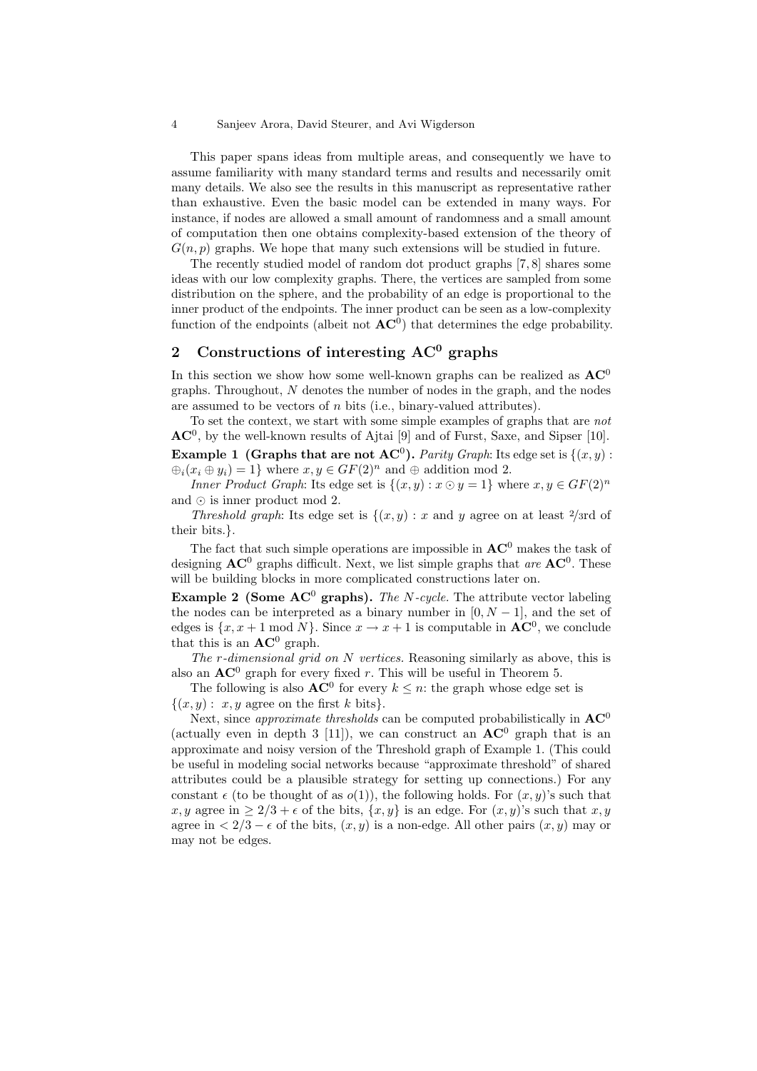This paper spans ideas from multiple areas, and consequently we have to assume familiarity with many standard terms and results and necessarily omit many details. We also see the results in this manuscript as representative rather than exhaustive. Even the basic model can be extended in many ways. For instance, if nodes are allowed a small amount of randomness and a small amount of computation then one obtains complexity-based extension of the theory of $G(n,p)$ graphs. We hope that many such extensions will be studied in future.

The recently studied model of random dot product graphs [7, 8] shares some ideas with our low complexity graphs. There, the vertices are sampled from some distribution on the sphere, and the probability of an edge is proportional to the inner product of the endpoints. The inner product can be seen as a low-complexity function of the endpoints (albeit not $\mathbf{AC}^0$) that determines the edge probability.

## 2 Constructions of interesting $\mathbf{AC}^0$ graphs

In this section we show how some well-known graphs can be realized as $\mathbf{AC}^0$ graphs. Throughout, $N$ denotes the number of nodes in the graph, and the nodes are assumed to be vectors of $n$ bits (i.e., binary-valued attributes).

To set the context, we start with some simple examples of graphs that are *not* $\mathbf{AC}^0$, by the well-known results of Ajtai [9] and of Furst, Saxe, and Sipser [10].

**Example 1 (Graphs that are not $\mathbf{AC}^0$).** *Parity Graph*: Its edge set is $\{(x,y) : \oplus_i(x_i \oplus y_i) = 1\}$ where $x, y \in GF(2)^n$ and $\oplus$ addition mod 2.

*Inner Product Graph*: Its edge set is $\{(x,y) : x \odot y = 1\}$ where $x, y \in GF(2)^n$ and $\odot$ is inner product mod 2.

*Threshold graph*: Its edge set is $\{(x,y) :$ $x$ and $y$ agree on at least $2/3$rd of their bits.$\}$.

The fact that such simple operations are impossible in $\mathbf{AC}^0$ makes the task of designing $\mathbf{AC}^0$ graphs difficult. Next, we list simple graphs that *are* $\mathbf{AC}^0$. These will be building blocks in more complicated constructions later on.

**Example 2 (Some $\mathbf{AC}^0$ graphs).** *The $N$-cycle.* The attribute vector labeling the nodes can be interpreted as a binary number in $[0, N-1]$, and the set of edges is $\{x, x+1 \bmod N\}$. Since $x \to x+1$ is computable in $\mathbf{AC}^0$, we conclude that this is an $\mathbf{AC}^0$ graph.

*The $r$-dimensional grid on $N$ vertices.* Reasoning similarly as above, this is also an $\mathbf{AC}^0$ graph for every fixed $r$. This will be useful in Theorem 5.

The following is also $\mathbf{AC}^0$ for every $k \le n$: the graph whose edge set is $\{(x,y) :$ $x, y$ agree on the first $k$ bits$\}$.

Next, since *approximate thresholds* can be computed probabilistically in $\mathbf{AC}^0$ (actually even in depth 3 [11]), we can construct an $\mathbf{AC}^0$ graph that is an approximate and noisy version of the Threshold graph of Example 1. (This could be useful in modeling social networks because "approximate threshold" of shared attributes could be a plausible strategy for setting up connections.) For any constant $\epsilon$ (to be thought of as $o(1)$), the following holds. For $(x,y)$'s such that $x, y$ agree in $\ge 2/3 + \epsilon$ of the bits, $\{x,y\}$ is an edge. For $(x,y)$'s such that $x, y$ agree in $< 2/3 - \epsilon$ of the bits, $(x,y)$ is a non-edge. All other pairs $(x,y)$ may or may not be edges.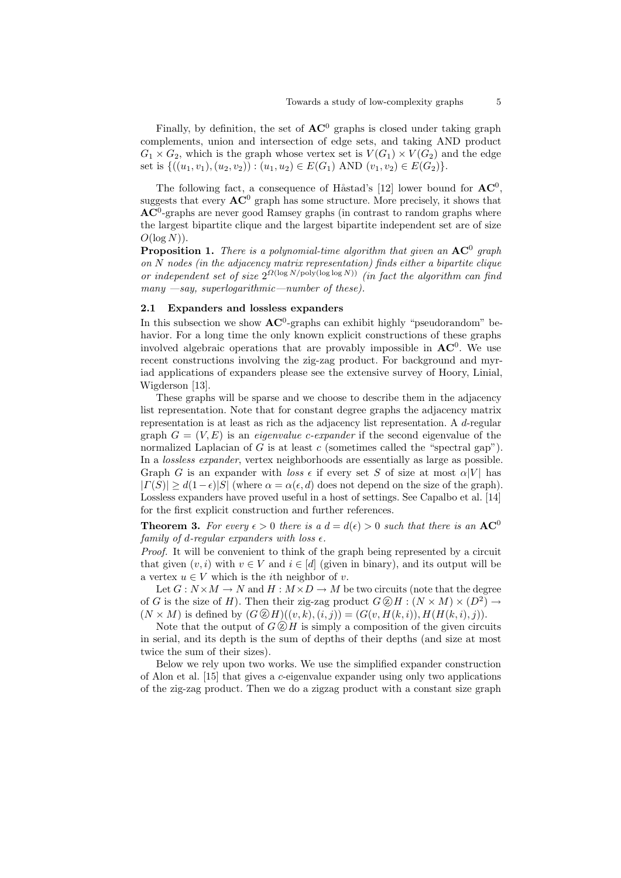Finally, by definition, the set of $\mathbf{AC}^0$ graphs is closed under taking graph complements, union and intersection of edge sets, and taking AND product $G_1 \times G_2$, which is the graph whose vertex set is $V(G_1) \times V(G_2)$ and the edge set is $\{((u_1, v_1), (u_2, v_2)) : (u_1, u_2) \in E(G_1) \text{ AND } (v_1, v_2) \in E(G_2)\}$.

The following fact, a consequence of Håstad's [12] lower bound for $\mathbf{AC}^0$, suggests that every $\mathbf{AC}^0$ graph has some structure. More precisely, it shows that $\mathbf{AC}^0$-graphs are never good Ramsey graphs (in contrast to random graphs where the largest bipartite clique and the largest bipartite independent set are of size $O(\log N)$).

**Proposition 1.** *There is a polynomial-time algorithm that given an $\mathbf{AC}^0$ graph on $N$ nodes (in the adjacency matrix representation) finds either a bipartite clique or independent set of size $2^{\Omega(\log N/\mathrm{poly}(\log\log N))}$ (in fact the algorithm can find many —say, superlogarithmic—number of these).*

### 2.1 Expanders and lossless expanders

In this subsection we show $\mathbf{AC}^0$-graphs can exhibit highly "pseudorandom" behavior. For a long time the only known explicit constructions of these graphs involved algebraic operations that are provably impossible in $\mathbf{AC}^0$. We use recent constructions involving the zig-zag product. For background and myriad applications of expanders please see the extensive survey of Hoory, Linial, Wigderson [13].

These graphs will be sparse and we choose to describe them in the adjacency list representation. Note that for constant degree graphs the adjacency matrix representation is at least as rich as the adjacency list representation. A $d$-regular graph $G = (V, E)$ is an *eigenvalue $c$-expander* if the second eigenvalue of the normalized Laplacian of $G$ is at least $c$ (sometimes called the "spectral gap"). In a *lossless expander*, vertex neighborhoods are essentially as large as possible. Graph $G$ is an expander with *loss* $\epsilon$ if every set $S$ of size at most $\alpha|V|$ has $|\Gamma(S)| \geq d(1-\epsilon)|S|$ (where $\alpha = \alpha(\epsilon, d)$ does not depend on the size of the graph). Lossless expanders have proved useful in a host of settings. See Capalbo et al. [14] for the first explicit construction and further references.

**Theorem 3.** *For every $\epsilon > 0$ there is a $d = d(\epsilon) > 0$ such that there is an $\mathbf{AC}^0$ family of $d$-regular expanders with loss $\epsilon$.*

*Proof.* It will be convenient to think of the graph being represented by a circuit that given $(v, i)$ with $v \in V$ and $i \in [d]$ (given in binary), and its output will be a vertex $u \in V$ which is the $i$th neighbor of $v$.

Let $G : N \times M \to N$ and $H : M \times D \to M$ be two circuits (note that the degree of $G$ is the size of $H$). Then their zig-zag product $G \circledz H : (N \times M) \times (D^2) \to (N \times M)$ is defined by $(G \circledz H)((v, k), (i, j)) = (G(v, H(k, i)), H(H(k, i), j))$.

Note that the output of $G \circledz H$ is simply a composition of the given circuits in serial, and its depth is the sum of depths of their depths (and size at most twice the sum of their sizes).

Below we rely upon two works. We use the simplified expander construction of Alon et al. [15] that gives a $c$-eigenvalue expander using only two applications of the zig-zag product. Then we do a zigzag product with a constant size graph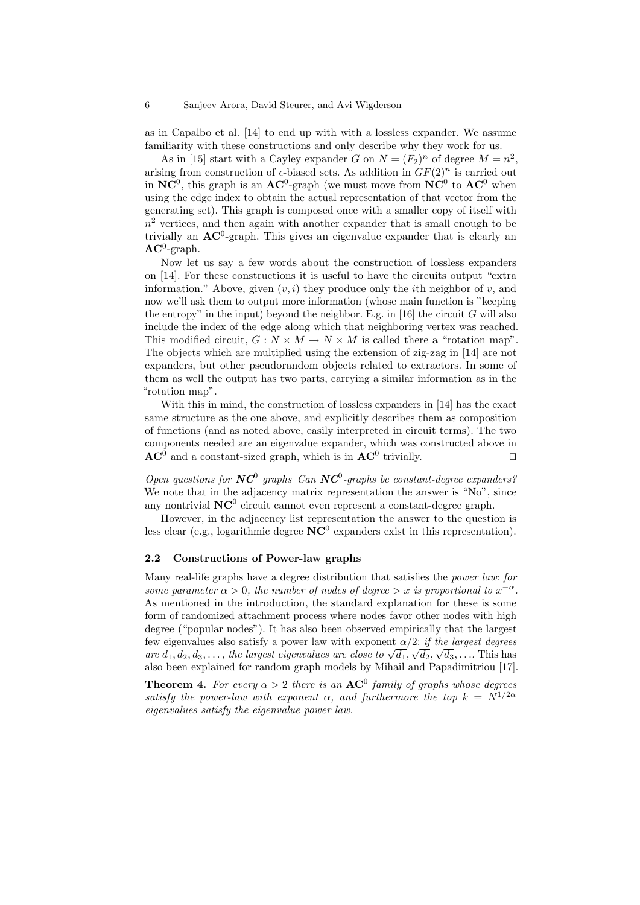as in Capalbo et al. [14] to end up with with a lossless expander. We assume familiarity with these constructions and only describe why they work for us.

As in [15] start with a Cayley expander $G$ on $N = (F_2)^n$ of degree $M = n^2$, arising from construction of $\epsilon$-biased sets. As addition in $GF(2)^n$ is carried out in $\mathbf{NC}^0$, this graph is an $\mathbf{AC}^0$-graph (we must move from $\mathbf{NC}^0$ to $\mathbf{AC}^0$ when using the edge index to obtain the actual representation of that vector from the generating set). This graph is composed once with a smaller copy of itself with $n^2$ vertices, and then again with another expander that is small enough to be trivially an $\mathbf{AC}^0$-graph. This gives an eigenvalue expander that is clearly an $\mathbf{AC}^0$-graph.

Now let us say a few words about the construction of lossless expanders on [14]. For these constructions it is useful to have the circuits output "extra information." Above, given $(v, i)$ they produce only the $i$th neighbor of $v$, and now we'll ask them to output more information (whose main function is "keeping the entropy" in the input) beyond the neighbor. E.g. in [16] the circuit $G$ will also include the index of the edge along which that neighboring vertex was reached. This modified circuit, $G : N \times M \to N \times M$ is called there a "rotation map". The objects which are multiplied using the extension of zig-zag in [14] are not expanders, but other pseudorandom objects related to extractors. In some of them as well the output has two parts, carrying a similar information as in the "rotation map".

With this in mind, the construction of lossless expanders in [14] has the exact same structure as the one above, and explicitly describes them as composition of functions (and as noted above, easily interpreted in circuit terms). The two components needed are an eigenvalue expander, which was constructed above in $\mathbf{AC}^0$ and a constant-sized graph, which is in $\mathbf{AC}^0$ trivially. □

*Open questions for $\boldsymbol{NC}^0$ graphs* *Can $\boldsymbol{NC}^0$-graphs be constant-degree expanders?* We note that in the adjacency matrix representation the answer is "No", since any nontrivial $\mathbf{NC}^0$ circuit cannot even represent a constant-degree graph.

However, in the adjacency list representation the answer to the question is less clear (e.g., logarithmic degree $\mathbf{NC}^0$ expanders exist in this representation).

### 2.2 Constructions of Power-law graphs

Many real-life graphs have a degree distribution that satisfies the *power law*: *for some parameter $\alpha > 0$, the number of nodes of degree $> x$ is proportional to $x^{-\alpha}$.* As mentioned in the introduction, the standard explanation for these is some form of randomized attachment process where nodes favor other nodes with high degree ("popular nodes"). It has also been observed empirically that the largest few eigenvalues also satisfy a power law with exponent $\alpha/2$: *if the largest degrees are $d_1, d_2, d_3, \ldots$, the largest eigenvalues are close to $\sqrt{d_1}, \sqrt{d_2}, \sqrt{d_3}, \ldots$.* This has also been explained for random graph models by Mihail and Papadimitriou [17].

**Theorem 4.** *For every $\alpha > 2$ there is an $\mathbf{AC}^0$ family of graphs whose degrees satisfy the power-law with exponent $\alpha$, and furthermore the top $k = N^{1/2\alpha}$ eigenvalues satisfy the eigenvalue power law.*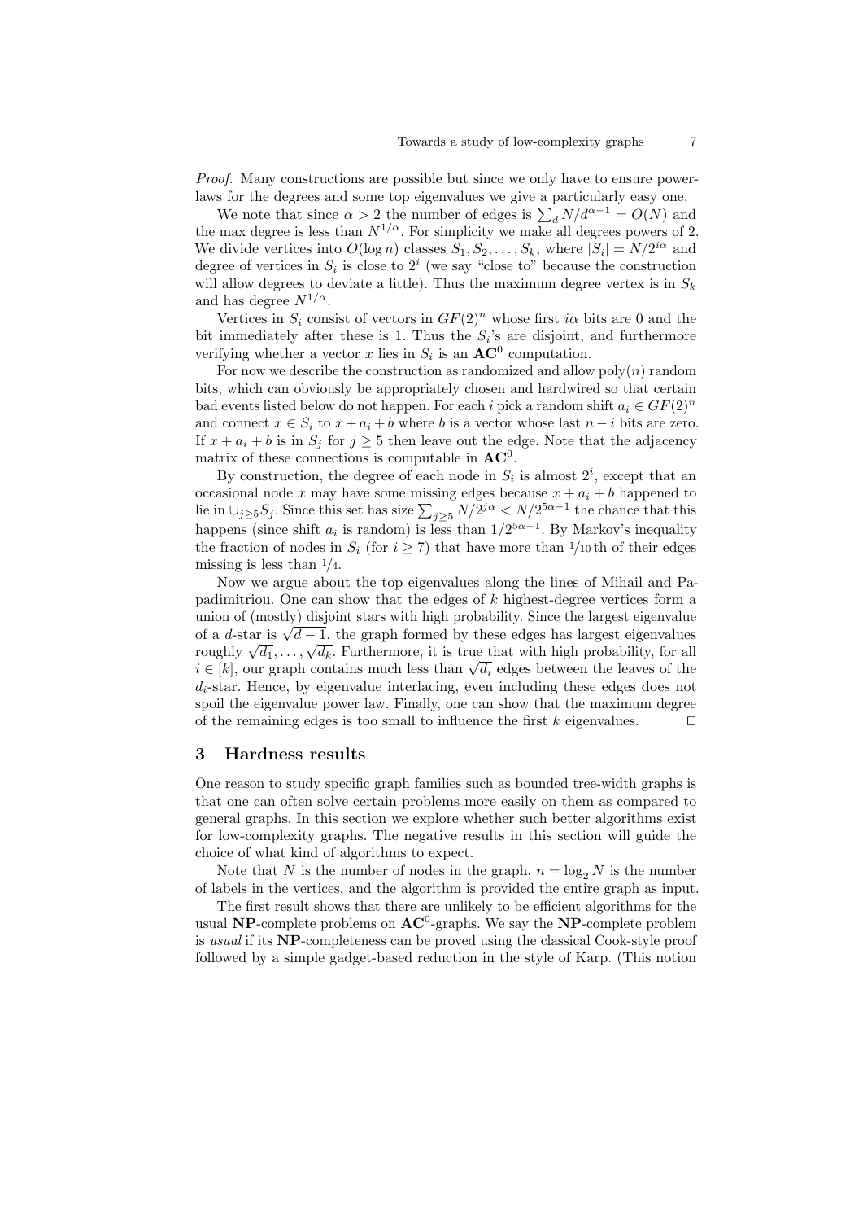*Proof.* Many constructions are possible but since we only have to ensure power-laws for the degrees and some top eigenvalues we give a particularly easy one.

We note that since $\alpha > 2$ the number of edges is $\sum_d N/d^{\alpha-1} = O(N)$ and the max degree is less than $N^{1/\alpha}$. For simplicity we make all degrees powers of 2. We divide vertices into $O(\log n)$ classes $S_1, S_2, \ldots, S_k$, where $|S_i| = N/2^{i\alpha}$ and degree of vertices in $S_i$ is close to $2^i$ (we say "close to" because the construction will allow degrees to deviate a little). Thus the maximum degree vertex is in $S_k$ and has degree $N^{1/\alpha}$.

Vertices in $S_i$ consist of vectors in $GF(2)^n$ whose first $i\alpha$ bits are 0 and the bit immediately after these is 1. Thus the $S_i$'s are disjoint, and furthermore verifying whether a vector $x$ lies in $S_i$ is an $\mathbf{AC}^0$ computation.

For now we describe the construction as randomized and allow poly($n$) random bits, which can obviously be appropriately chosen and hardwired so that certain bad events listed below do not happen. For each $i$ pick a random shift $a_i \in GF(2)^n$ and connect $x \in S_i$ to $x + a_i + b$ where $b$ is a vector whose last $n - i$ bits are zero. If $x + a_i + b$ is in $S_j$ for $j \geq 5$ then leave out the edge. Note that the adjacency matrix of these connections is computable in $\mathbf{AC}^0$.

By construction, the degree of each node in $S_i$ is almost $2^i$, except that an occasional node $x$ may have some missing edges because $x + a_i + b$ happened to lie in $\cup_{j \geq 5} S_j$. Since this set has size $\sum_{j \geq 5} N/2^{j\alpha} < N/2^{5\alpha-1}$ the chance that this happens (since shift $a_i$ is random) is less than $1/2^{5\alpha-1}$. By Markov's inequality the fraction of nodes in $S_i$ (for $i \geq 7$) that have more than $1/10$ th of their edges missing is less than $1/4$.

Now we argue about the top eigenvalues along the lines of Mihail and Papadimitriou. One can show that the edges of $k$ highest-degree vertices form a union of (mostly) disjoint stars with high probability. Since the largest eigenvalue of a $d$-star is $\sqrt{d-1}$, the graph formed by these edges has largest eigenvalues roughly $\sqrt{d_1}, \ldots, \sqrt{d_k}$. Furthermore, it is true that with high probability, for all $i \in [k]$, our graph contains much less than $\sqrt{d_i}$ edges between the leaves of the $d_i$-star. Hence, by eigenvalue interlacing, even including these edges does not spoil the eigenvalue power law. Finally, one can show that the maximum degree of the remaining edges is too small to influence the first $k$ eigenvalues. $\square$

## 3 Hardness results

One reason to study specific graph families such as bounded tree-width graphs is that one can often solve certain problems more easily on them as compared to general graphs. In this section we explore whether such better algorithms exist for low-complexity graphs. The negative results in this section will guide the choice of what kind of algorithms to expect.

Note that $N$ is the number of nodes in the graph, $n = \log_2 N$ is the number of labels in the vertices, and the algorithm is provided the entire graph as input.

The first result shows that there are unlikely to be efficient algorithms for the usual **NP**-complete problems on $\mathbf{AC}^0$-graphs. We say the **NP**-complete problem is *usual* if its **NP**-completeness can be proved using the classical Cook-style proof followed by a simple gadget-based reduction in the style of Karp. (This notion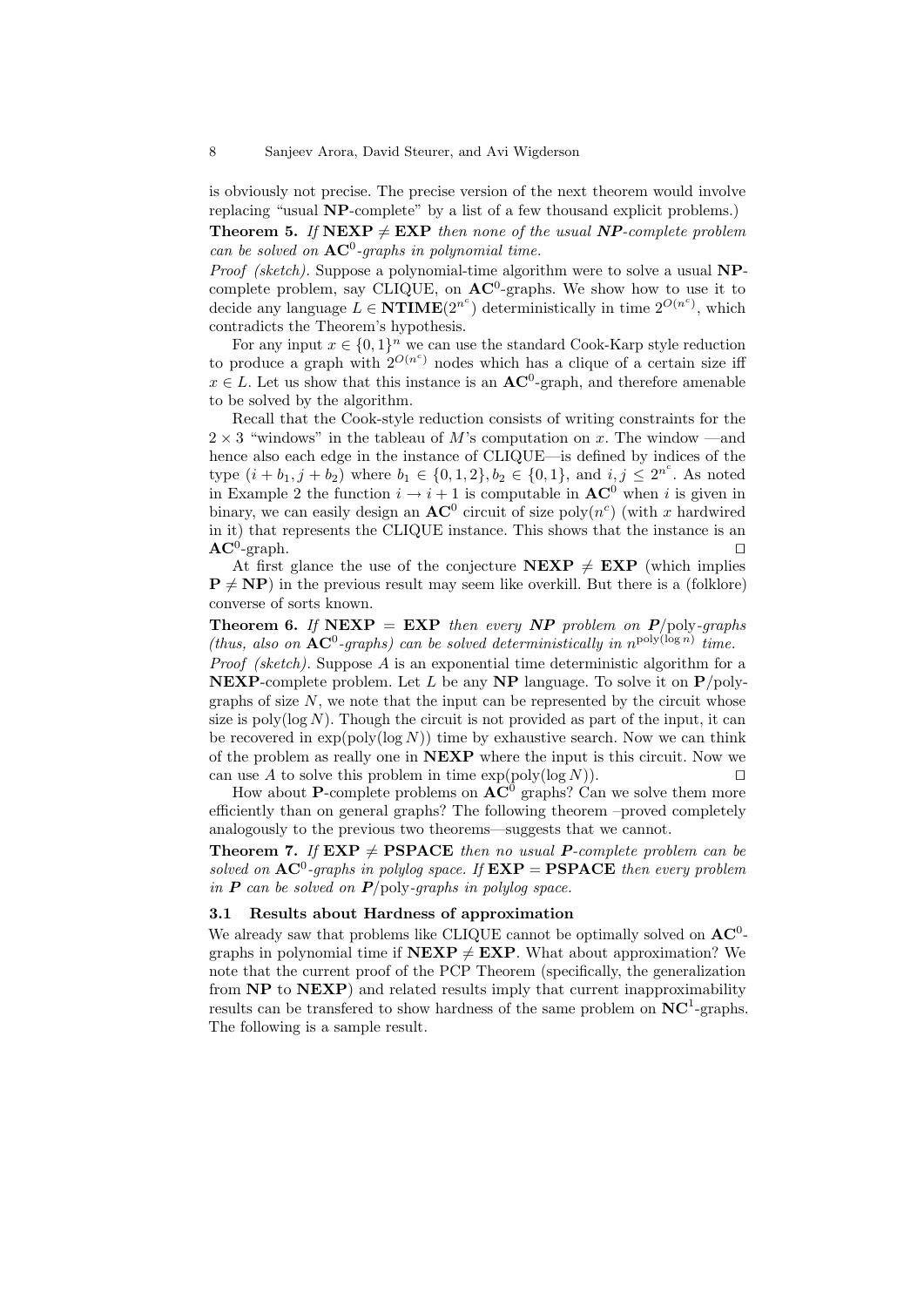is obviously not precise. The precise version of the next theorem would involve replacing "usual **NP**-complete" by a list of a few thousand explicit problems.)

**Theorem 5.** *If* $\mathbf{NEXP} \neq \mathbf{EXP}$ *then none of the usual* ***NP****-complete problem can be solved on* $\mathbf{AC}^0$*-graphs in polynomial time.*

*Proof (sketch).* Suppose a polynomial-time algorithm were to solve a usual **NP**-complete problem, say CLIQUE, on $\mathbf{AC}^0$-graphs. We show how to use it to decide any language $L \in \mathbf{NTIME}(2^{n^c})$ deterministically in time $2^{O(n^c)}$, which contradicts the Theorem's hypothesis.

For any input $x \in \{0,1\}^n$ we can use the standard Cook-Karp style reduction to produce a graph with $2^{O(n^c)}$ nodes which has a clique of a certain size iff $x \in L$. Let us show that this instance is an $\mathbf{AC}^0$-graph, and therefore amenable to be solved by the algorithm.

Recall that the Cook-style reduction consists of writing constraints for the $2 \times 3$ "windows" in the tableau of $M$'s computation on $x$. The window —and hence also each edge in the instance of CLIQUE—is defined by indices of the type $(i + b_1, j + b_2)$ where $b_1 \in \{0, 1, 2\}, b_2 \in \{0, 1\}$, and $i, j \leq 2^{n^c}$. As noted in Example 2 the function $i \rightarrow i + 1$ is computable in $\mathbf{AC}^0$ when $i$ is given in binary, we can easily design an $\mathbf{AC}^0$ circuit of size $\text{poly}(n^c)$ (with $x$ hardwired in it) that represents the CLIQUE instance. This shows that the instance is an $\mathbf{AC}^0$-graph. ⊓⊔

At first glance the use of the conjecture $\mathbf{NEXP} \neq \mathbf{EXP}$ (which implies $\mathbf{P} \neq \mathbf{NP}$) in the previous result may seem like overkill. But there is a (folklore) converse of sorts known.

**Theorem 6.** *If* $\mathbf{NEXP} = \mathbf{EXP}$ *then every* ***NP*** *problem on* $\mathbf{P}/\text{poly}$*-graphs (thus, also on* $\mathbf{AC}^0$*-graphs) can be solved deterministically in* $n^{\text{poly}(\log n)}$ *time.*

*Proof (sketch).* Suppose $A$ is an exponential time deterministic algorithm for a **NEXP**-complete problem. Let $L$ be any **NP** language. To solve it on $\mathbf{P}/\text{poly}$-graphs of size $N$, we note that the input can be represented by the circuit whose size is $\text{poly}(\log N)$. Though the circuit is not provided as part of the input, it can be recovered in $\exp(\text{poly}(\log N))$ time by exhaustive search. Now we can think of the problem as really one in **NEXP** where the input is this circuit. Now we can use $A$ to solve this problem in time $\exp(\text{poly}(\log N))$. ⊓⊔

How about **P**-complete problems on $\mathbf{AC}^0$ graphs? Can we solve them more efficiently than on general graphs? The following theorem –proved completely analogously to the previous two theorems—suggests that we cannot.

**Theorem 7.** *If* $\mathbf{EXP} \neq \mathbf{PSPACE}$ *then no usual* ***P****-complete problem can be solved on* $\mathbf{AC}^0$*-graphs in polylog space. If* $\mathbf{EXP} = \mathbf{PSPACE}$ *then every problem in* ***P*** *can be solved on* $\mathbf{P}/\text{poly}$*-graphs in polylog space.*

### 3.1 Results about Hardness of approximation

We already saw that problems like CLIQUE cannot be optimally solved on $\mathbf{AC}^0$-graphs in polynomial time if $\mathbf{NEXP} \neq \mathbf{EXP}$. What about approximation? We note that the current proof of the PCP Theorem (specifically, the generalization from **NP** to **NEXP**) and related results imply that current inapproximability results can be transfered to show hardness of the same problem on $\mathbf{NC}^1$-graphs. The following is a sample result.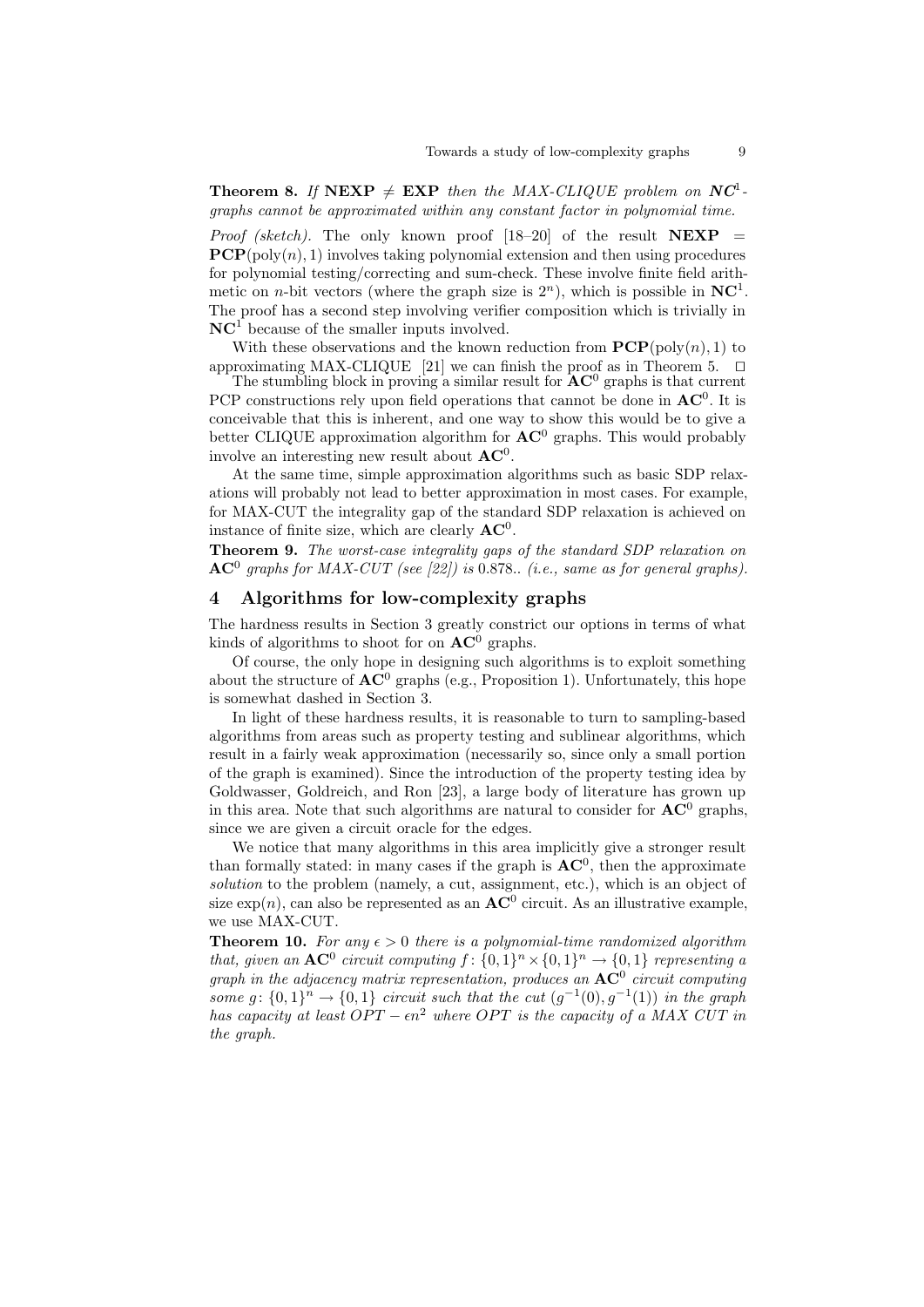**Theorem 8.** *If* **NEXP** $\neq$ **EXP** *then the MAX-CLIQUE problem on* $\mathbf{NC}^1$*-graphs cannot be approximated within any constant factor in polynomial time.*

*Proof (sketch).* The only known proof [18–20] of the result **NEXP** $=$ $\mathbf{PCP}(\text{poly}(n), 1)$ involves taking polynomial extension and then using procedures for polynomial testing/correcting and sum-check. These involve finite field arithmetic on $n$-bit vectors (where the graph size is $2^n$), which is possible in $\mathbf{NC}^1$. The proof has a second step involving verifier composition which is trivially in $\mathbf{NC}^1$ because of the smaller inputs involved.

With these observations and the known reduction from $\mathbf{PCP}(\text{poly}(n), 1)$ to approximating MAX-CLIQUE [21] we can finish the proof as in Theorem 5. $\square$

The stumbling block in proving a similar result for $\mathbf{AC}^0$ graphs is that current PCP constructions rely upon field operations that cannot be done in $\mathbf{AC}^0$. It is conceivable that this is inherent, and one way to show this would be to give a better CLIQUE approximation algorithm for $\mathbf{AC}^0$ graphs. This would probably involve an interesting new result about $\mathbf{AC}^0$.

At the same time, simple approximation algorithms such as basic SDP relaxations will probably not lead to better approximation in most cases. For example, for MAX-CUT the integrality gap of the standard SDP relaxation is achieved on instance of finite size, which are clearly $\mathbf{AC}^0$.

**Theorem 9.** *The worst-case integrality gaps of the standard SDP relaxation on* $\mathbf{AC}^0$ *graphs for MAX-CUT (see [22]) is* 0.878.. *(i.e., same as for general graphs).*

## 4 Algorithms for low-complexity graphs

The hardness results in Section 3 greatly constrict our options in terms of what kinds of algorithms to shoot for on $\mathbf{AC}^0$ graphs.

Of course, the only hope in designing such algorithms is to exploit something about the structure of $\mathbf{AC}^0$ graphs (e.g., Proposition 1). Unfortunately, this hope is somewhat dashed in Section 3.

In light of these hardness results, it is reasonable to turn to sampling-based algorithms from areas such as property testing and sublinear algorithms, which result in a fairly weak approximation (necessarily so, since only a small portion of the graph is examined). Since the introduction of the property testing idea by Goldwasser, Goldreich, and Ron [23], a large body of literature has grown up in this area. Note that such algorithms are natural to consider for $\mathbf{AC}^0$ graphs, since we are given a circuit oracle for the edges.

We notice that many algorithms in this area implicitly give a stronger result than formally stated: in many cases if the graph is $\mathbf{AC}^0$, then the approximate *solution* to the problem (namely, a cut, assignment, etc.), which is an object of size $\exp(n)$, can also be represented as an $\mathbf{AC}^0$ circuit. As an illustrative example, we use MAX-CUT.

**Theorem 10.** *For any* $\epsilon > 0$ *there is a polynomial-time randomized algorithm that, given an* $\mathbf{AC}^0$ *circuit computing* $f\colon \{0,1\}^n \times \{0,1\}^n \to \{0,1\}$ *representing a graph in the adjacency matrix representation, produces an* $\mathbf{AC}^0$ *circuit computing some* $g\colon \{0,1\}^n \to \{0,1\}$ *circuit such that the cut* $(g^{-1}(0), g^{-1}(1))$ *in the graph has capacity at least* $OPT - \epsilon n^2$ *where* $OPT$ *is the capacity of a MAX CUT in the graph.*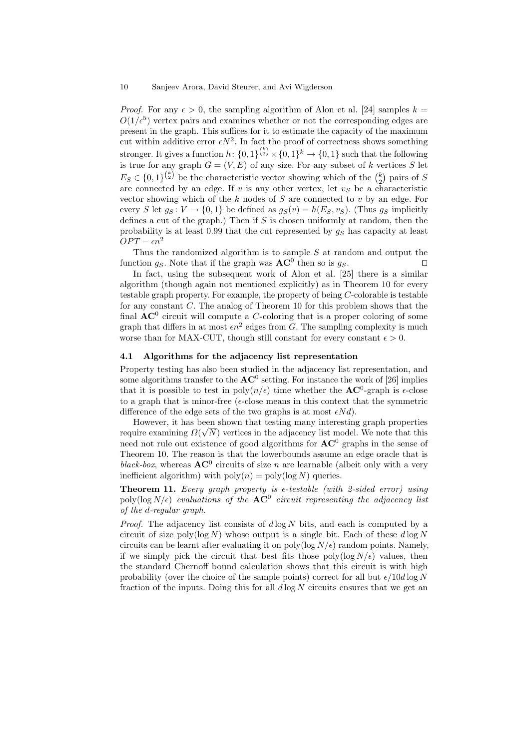*Proof.* For any $\epsilon > 0$, the sampling algorithm of Alon et al. [24] samples $k = O(1/\epsilon^5)$ vertex pairs and examines whether or not the corresponding edges are present in the graph. This suffices for it to estimate the capacity of the maximum cut within additive error $\epsilon N^2$. In fact the proof of correctness shows something stronger. It gives a function $h\colon \{0,1\}^{\binom{k}{2}} \times \{0,1\}^k \to \{0,1\}$ such that the following is true for any graph $G = (V, E)$ of any size. For any subset of $k$ vertices $S$ let $E_S \in \{0,1\}^{\binom{k}{2}}$ be the characteristic vector showing which of the $\binom{k}{2}$ pairs of $S$ are connected by an edge. If $v$ is any other vertex, let $v_S$ be a characteristic vector showing which of the $k$ nodes of $S$ are connected to $v$ by an edge. For every $S$ let $g_S\colon V \to \{0,1\}$ be defined as $g_S(v) = h(E_S, v_S)$. (Thus $g_S$ implicitly defines a cut of the graph.) Then if $S$ is chosen uniformly at random, then the probability is at least 0.99 that the cut represented by $g_S$ has capacity at least $OPT - \epsilon n^2$

Thus the randomized algorithm is to sample $S$ at random and output the function $g_S$. Note that if the graph was $\mathbf{AC}^0$ then so is $g_S$. □

In fact, using the subsequent work of Alon et al. [25] there is a similar algorithm (though again not mentioned explicitly) as in Theorem 10 for every testable graph property. For example, the property of being $C$-colorable is testable for any constant $C$. The analog of Theorem 10 for this problem shows that the final $\mathbf{AC}^0$ circuit will compute a $C$-coloring that is a proper coloring of some graph that differs in at most $\epsilon n^2$ edges from $G$. The sampling complexity is much worse than for MAX-CUT, though still constant for every constant $\epsilon > 0$.

### 4.1 Algorithms for the adjacency list representation

Property testing has also been studied in the adjacency list representation, and some algorithms transfer to the $\mathbf{AC}^0$ setting. For instance the work of [26] implies that it is possible to test in $\mathrm{poly}(n/\epsilon)$ time whether the $\mathbf{AC}^0$-graph is $\epsilon$-close to a graph that is minor-free ($\epsilon$-close means in this context that the symmetric difference of the edge sets of the two graphs is at most $\epsilon N d$).

However, it has been shown that testing many interesting graph properties require examining $\Omega(\sqrt{N})$ vertices in the adjacency list model. We note that this need not rule out existence of good algorithms for $\mathbf{AC}^0$ graphs in the sense of Theorem 10. The reason is that the lowerbounds assume an edge oracle that is *black-box*, whereas $\mathbf{AC}^0$ circuits of size $n$ are learnable (albeit only with a very inefficient algorithm) with $\mathrm{poly}(n) = \mathrm{poly}(\log N)$ queries.

**Theorem 11.** *Every graph property is $\epsilon$-testable (with 2-sided error) using $\mathrm{poly}(\log N/\epsilon)$ evaluations of the $\mathbf{AC}^0$ circuit representing the adjacency list of the $d$-regular graph.*

*Proof.* The adjacency list consists of $d \log N$ bits, and each is computed by a circuit of size $\mathrm{poly}(\log N)$ whose output is a single bit. Each of these $d \log N$ circuits can be learnt after evaluating it on $\mathrm{poly}(\log N/\epsilon)$ random points. Namely, if we simply pick the circuit that best fits those $\mathrm{poly}(\log N/\epsilon)$ values, then the standard Chernoff bound calculation shows that this circuit is with high probability (over the choice of the sample points) correct for all but $\epsilon/10d \log N$ fraction of the inputs. Doing this for all $d \log N$ circuits ensures that we get an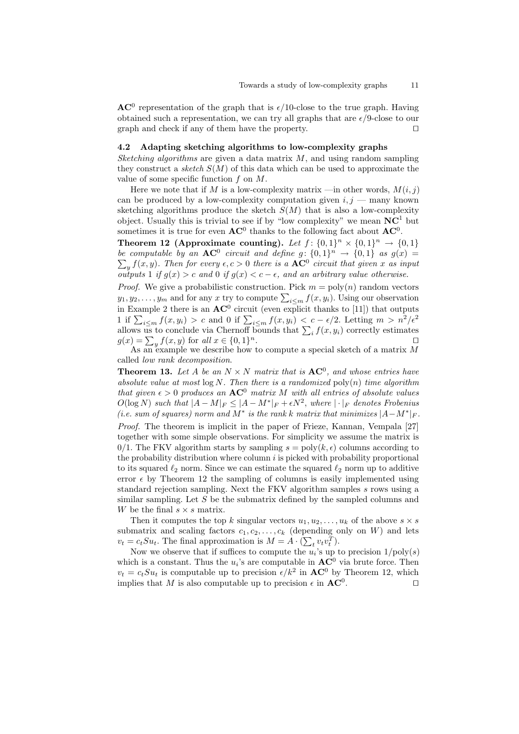$\mathbf{AC}^0$ representation of the graph that is $\epsilon/10$-close to the true graph. Having obtained such a representation, we can try all graphs that are $\epsilon/9$-close to our graph and check if any of them have the property. ⊓⊔

### 4.2 Adapting sketching algorithms to low-complexity graphs

*Sketching algorithms* are given a data matrix $M$, and using random sampling they construct a *sketch* $S(M)$ of this data which can be used to approximate the value of some specific function $f$ on $M$.

Here we note that if $M$ is a low-complexity matrix —in other words, $M(i, j)$ can be produced by a low-complexity computation given $i, j$ — many known sketching algorithms produce the sketch $S(M)$ that is also a low-complexity object. Usually this is trivial to see if by "low complexity" we mean $\mathbf{NC}^1$ but sometimes it is true for even $\mathbf{AC}^0$ thanks to the following fact about $\mathbf{AC}^0$.

**Theorem 12 (Approximate counting).** *Let $f\colon \{0,1\}^n \times \{0,1\}^n \to \{0,1\}$ be computable by an $\mathbf{AC}^0$ circuit and define $g\colon \{0,1\}^n \to \{0,1\}$ as $g(x) = \sum_y f(x, y)$. Then for every $\epsilon, c > 0$ there is a $\mathbf{AC}^0$ circuit that given $x$ as input outputs 1 if $g(x) > c$ and 0 if $g(x) < c - \epsilon$, and an arbitrary value otherwise.*

*Proof.* We give a probabilistic construction. Pick $m = \text{poly}(n)$ random vectors $y_1, y_2, \ldots, y_m$ and for any $x$ try to compute $\sum_{i \le m} f(x, y_i)$. Using our observation in Example 2 there is an $\mathbf{AC}^0$ circuit (even explicit thanks to [11]) that outputs 1 if $\sum_{i \le m} f(x, y_i) > c$ and 0 if $\sum_{i \le m} f(x, y_i) < c - \epsilon/2$. Letting $m > n^2/\epsilon^2$ allows us to conclude via Chernoff bounds that $\sum_i f(x, y_i)$ correctly estimates $g(x) = \sum_y f(x, y)$ for *all* $x \in \{0,1\}^n$. ⊓⊔

As an example we describe how to compute a special sketch of a matrix $M$ called *low rank decomposition*.

**Theorem 13.** *Let $A$ be an $N \times N$ matrix that is $\mathbf{AC}^0$, and whose entries have absolute value at most $\log N$. Then there is a randomized $\text{poly}(n)$ time algorithm that given $\epsilon > 0$ produces an $\mathbf{AC}^0$ matrix $M$ with all entries of absolute values $O(\log N)$ such that $|A - M|_F \le |A - M^*|_F + \epsilon N^2$, where $|\cdot|_F$ denotes Frobenius (i.e. sum of squares) norm and $M^*$ is the rank $k$ matrix that minimizes $|A - M^*|_F$.*

*Proof.* The theorem is implicit in the paper of Frieze, Kannan, Vempala [27] together with some simple observations. For simplicity we assume the matrix is 0/1. The FKV algorithm starts by sampling $s = \text{poly}(k, \epsilon)$ columns according to the probability distribution where column $i$ is picked with probability proportional to its squared $\ell_2$ norm. Since we can estimate the squared $\ell_2$ norm up to additive error $\epsilon$ by Theorem 12 the sampling of columns is easily implemented using standard rejection sampling. Next the FKV algorithm samples $s$ rows using a similar sampling. Let $S$ be the submatrix defined by the sampled columns and $W$ be the final $s \times s$ matrix.

Then it computes the top $k$ singular vectors $u_1, u_2, \ldots, u_k$ of the above $s \times s$ submatrix and scaling factors $c_1, c_2, \ldots, c_k$ (depending only on $W$) and lets $v_t = c_t S u_t$. The final approximation is $M = A \cdot (\sum_t v_t v_t^T)$.

Now we observe that if suffices to compute the $u_i$'s up to precision $1/\text{poly}(s)$ which is a constant. Thus the $u_i$'s are computable in $\mathbf{AC}^0$ via brute force. Then $v_t = c_t S u_t$ is computable up to precision $\epsilon/k^2$ in $\mathbf{AC}^0$ by Theorem 12, which implies that $M$ is also computable up to precision $\epsilon$ in $\mathbf{AC}^0$. ⊓⊔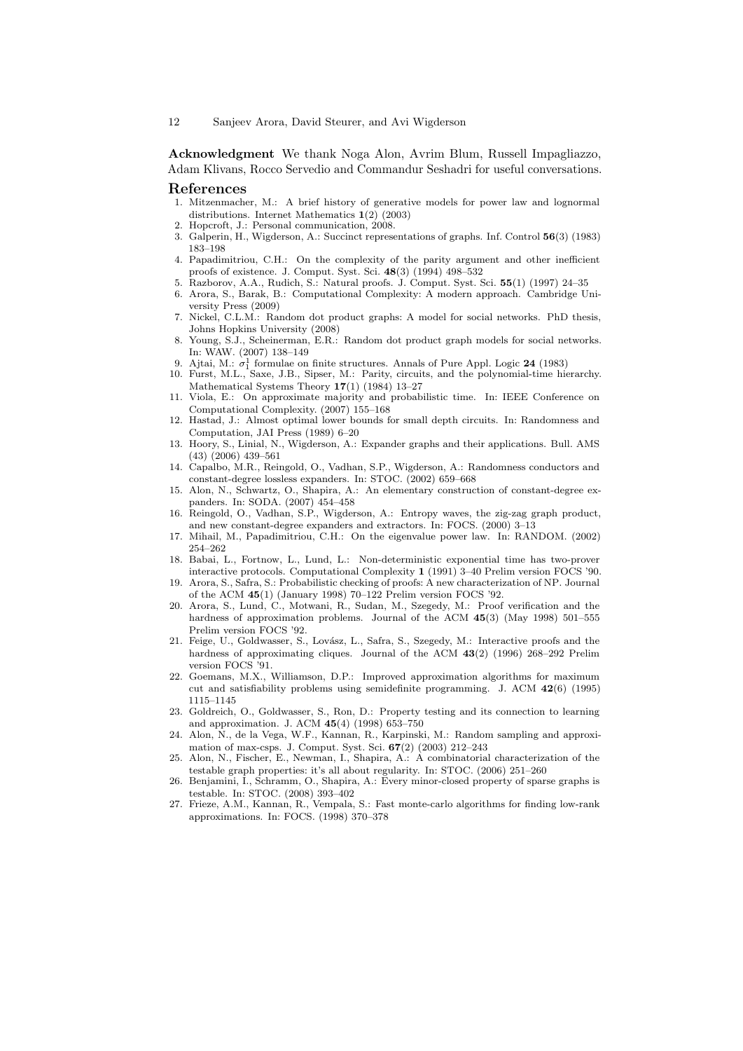**Acknowledgment** We thank Noga Alon, Avrim Blum, Russell Impagliazzo, Adam Klivans, Rocco Servedio and Commandur Seshadri for useful conversations.

## References

1. Mitzenmacher, M.: A brief history of generative models for power law and lognormal distributions. Internet Mathematics **1**(2) (2003)
2. Hopcroft, J.: Personal communication, 2008.
3. Galperin, H., Wigderson, A.: Succinct representations of graphs. Inf. Control **56**(3) (1983) 183–198
4. Papadimitriou, C.H.: On the complexity of the parity argument and other inefficient proofs of existence. J. Comput. Syst. Sci. **48**(3) (1994) 498–532
5. Razborov, A.A., Rudich, S.: Natural proofs. J. Comput. Syst. Sci. **55**(1) (1997) 24–35
6. Arora, S., Barak, B.: Computational Complexity: A modern approach. Cambridge University Press (2009)
7. Nickel, C.L.M.: Random dot product graphs: A model for social networks. PhD thesis, Johns Hopkins University (2008)
8. Young, S.J., Scheinerman, E.R.: Random dot product graph models for social networks. In: WAW. (2007) 138–149
9. Ajtai, M.: $\sigma_1^1$ formulae on finite structures. Annals of Pure Appl. Logic **24** (1983)
10. Furst, M.L., Saxe, J.B., Sipser, M.: Parity, circuits, and the polynomial-time hierarchy. Mathematical Systems Theory **17**(1) (1984) 13–27
11. Viola, E.: On approximate majority and probabilistic time. In: IEEE Conference on Computational Complexity. (2007) 155–168
12. Hastad, J.: Almost optimal lower bounds for small depth circuits. In: Randomness and Computation, JAI Press (1989) 6–20
13. Hoory, S., Linial, N., Wigderson, A.: Expander graphs and their applications. Bull. AMS (43) (2006) 439–561
14. Capalbo, M.R., Reingold, O., Vadhan, S.P., Wigderson, A.: Randomness conductors and constant-degree lossless expanders. In: STOC. (2002) 659–668
15. Alon, N., Schwartz, O., Shapira, A.: An elementary construction of constant-degree expanders. In: SODA. (2007) 454–458
16. Reingold, O., Vadhan, S.P., Wigderson, A.: Entropy waves, the zig-zag graph product, and new constant-degree expanders and extractors. In: FOCS. (2000) 3–13
17. Mihail, M., Papadimitriou, C.H.: On the eigenvalue power law. In: RANDOM. (2002) 254–262
18. Babai, L., Fortnow, L., Lund, L.: Non-deterministic exponential time has two-prover interactive protocols. Computational Complexity **1** (1991) 3–40 Prelim version FOCS '90.
19. Arora, S., Safra, S.: Probabilistic checking of proofs: A new characterization of NP. Journal of the ACM **45**(1) (January 1998) 70–122 Prelim version FOCS '92.
20. Arora, S., Lund, C., Motwani, R., Sudan, M., Szegedy, M.: Proof verification and the hardness of approximation problems. Journal of the ACM **45**(3) (May 1998) 501–555 Prelim version FOCS '92.
21. Feige, U., Goldwasser, S., Lovász, L., Safra, S., Szegedy, M.: Interactive proofs and the hardness of approximating cliques. Journal of the ACM **43**(2) (1996) 268–292 Prelim version FOCS '91.
22. Goemans, M.X., Williamson, D.P.: Improved approximation algorithms for maximum cut and satisfiability problems using semidefinite programming. J. ACM **42**(6) (1995) 1115–1145
23. Goldreich, O., Goldwasser, S., Ron, D.: Property testing and its connection to learning and approximation. J. ACM **45**(4) (1998) 653–750
24. Alon, N., de la Vega, W.F., Kannan, R., Karpinski, M.: Random sampling and approximation of max-csps. J. Comput. Syst. Sci. **67**(2) (2003) 212–243
25. Alon, N., Fischer, E., Newman, I., Shapira, A.: A combinatorial characterization of the testable graph properties: it's all about regularity. In: STOC. (2006) 251–260
26. Benjamini, I., Schramm, O., Shapira, A.: Every minor-closed property of sparse graphs is testable. In: STOC. (2008) 393–402
27. Frieze, A.M., Kannan, R., Vempala, S.: Fast monte-carlo algorithms for finding low-rank approximations. In: FOCS. (1998) 370–378